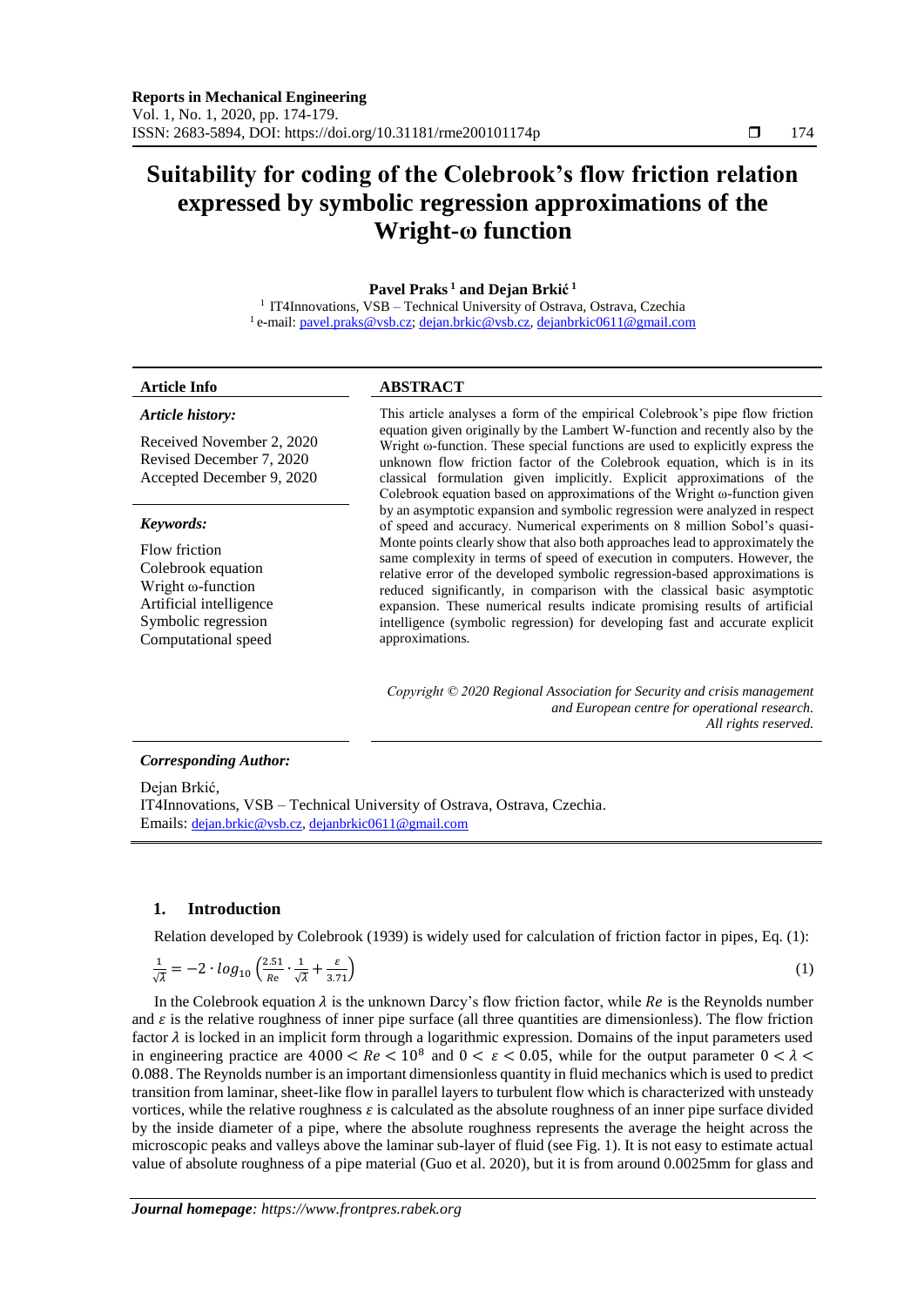# Suitability for coding of the Colebrook's flow friction relation expressed by symbolic regression approximations of the Wright-ω function

**Pavel Praks [1] and Dejan Brkić [1]**

[1] IT4Innovations, VSB – Technical University of Ostrava, Ostrava, Czechia
[1] e-mail: pavel.praks@vsb.cz; dejan.brkic@vsb.cz, dejanbrkic0611@gmail.com

**Article Info**

*Article history:*

Received November 2, 2020
Revised December 7, 2020
Accepted December 9, 2020

*Keywords:*

Flow friction
Colebrook equation
Wright ω-function
Artificial intelligence
Symbolic regression
Computational speed

**ABSTRACT**

This article analyses a form of the empirical Colebrook's pipe flow friction equation given originally by the Lambert W-function and recently also by the Wright ω-function. These special functions are used to explicitly express the unknown flow friction factor of the Colebrook equation, which is in its classical formulation given implicitly. Explicit approximations of the Colebrook equation based on approximations of the Wright ω-function given by an asymptotic expansion and symbolic regression were analyzed in respect of speed and accuracy. Numerical experiments on 8 million Sobol's quasi-Monte points clearly show that also both approaches lead to approximately the same complexity in terms of speed of execution in computers. However, the relative error of the developed symbolic regression-based approximations is reduced significantly, in comparison with the classical basic asymptotic expansion. These numerical results indicate promising results of artificial intelligence (symbolic regression) for developing fast and accurate explicit approximations.

*Copyright © 2020 Regional Association for Security and crisis management and European centre for operational research. All rights reserved.*

***Corresponding Author:***

Dejan Brkić,
IT4Innovations, VSB – Technical University of Ostrava, Ostrava, Czechia.
Emails: dejan.brkic@vsb.cz, dejanbrkic0611@gmail.com

## 1. Introduction

Relation developed by Colebrook (1939) is widely used for calculation of friction factor in pipes, Eq. (1):

$$\frac{1}{\sqrt{\lambda}} = -2 \cdot log_{10}\left(\frac{2.51}{Re} \cdot \frac{1}{\sqrt{\lambda}} + \frac{\varepsilon}{3.71}\right) \tag{1}$$

In the Colebrook equation $\lambda$ is the unknown Darcy's flow friction factor, while $Re$ is the Reynolds number and $\varepsilon$ is the relative roughness of inner pipe surface (all three quantities are dimensionless). The flow friction factor $\lambda$ is locked in an implicit form through a logarithmic expression. Domains of the input parameters used in engineering practice are $4000 < Re < 10^8$ and $0 < \varepsilon < 0.05$, while for the output parameter $0 < \lambda < 0.088$. The Reynolds number is an important dimensionless quantity in fluid mechanics which is used to predict transition from laminar, sheet-like flow in parallel layers to turbulent flow which is characterized with unsteady vortices, while the relative roughness $\varepsilon$ is calculated as the absolute roughness of an inner pipe surface divided by the inside diameter of a pipe, where the absolute roughness represents the average the height across the microscopic peaks and valleys above the laminar sub-layer of fluid (see Fig. 1). It is not easy to estimate actual value of absolute roughness of a pipe material (Guo et al. 2020), but it is from around 0.0025mm for glass and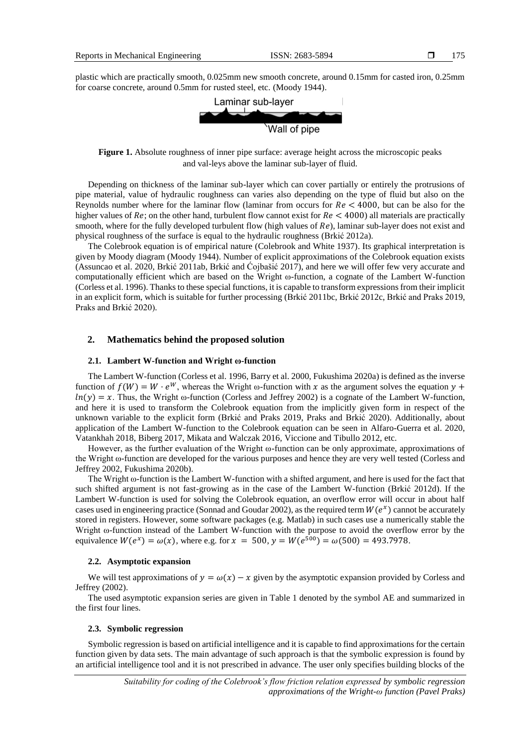plastic which are practically smooth, 0.025mm new smooth concrete, around 0.15mm for casted iron, 0.25mm for coarse concrete, around 0.5mm for rusted steel, etc. (Moody 1944).

**Figure 1.** Absolute roughness of inner pipe surface: average height across the microscopic peaks and val-leys above the laminar sub-layer of fluid.

Depending on thickness of the laminar sub-layer which can cover partially or entirely the protrusions of pipe material, value of hydraulic roughness can varies also depending on the type of fluid but also on the Reynolds number where for the laminar flow (laminar from occurs for $Re < 4000$, but can be also for the higher values of $Re$; on the other hand, turbulent flow cannot exist for $Re < 4000$) all materials are practically smooth, where for the fully developed turbulent flow (high values of $Re$), laminar sub-layer does not exist and physical roughness of the surface is equal to the hydraulic roughness (Brkić 2012a).

The Colebrook equation is of empirical nature (Colebrook and White 1937). Its graphical interpretation is given by Moody diagram (Moody 1944). Number of explicit approximations of the Colebrook equation exists (Assuncao et al. 2020, Brkić 2011ab, Brkić and Ćojbašić 2017), and here we will offer few very accurate and computationally efficient which are based on the Wright ω-function, a cognate of the Lambert W-function (Corless et al. 1996). Thanks to these special functions, it is capable to transform expressions from their implicit in an explicit form, which is suitable for further processing (Brkić 2011bc, Brkić 2012c, Brkić and Praks 2019, Praks and Brkić 2020).

## 2. Mathematics behind the proposed solution

### 2.1. Lambert W-function and Wright ω-function

The Lambert W-function (Corless et al. 1996, Barry et al. 2000, Fukushima 2020a) is defined as the inverse function of $f(W) = W \cdot e^{W}$, whereas the Wright ω-function with $x$ as the argument solves the equation $y + ln(y) = x$. Thus, the Wright ω-function (Corless and Jeffrey 2002) is a cognate of the Lambert W-function, and here it is used to transform the Colebrook equation from the implicitly given form in respect of the unknown variable to the explicit form (Brkić and Praks 2019, Praks and Brkić 2020). Additionally, about application of the Lambert W-function to the Colebrook equation can be seen in Alfaro-Guerra et al. 2020, Vatankhah 2018, Biberg 2017, Mikata and Walczak 2016, Viccione and Tibullo 2012, etc.

However, as the further evaluation of the Wright ω-function can be only approximate, approximations of the Wright ω-function are developed for the various purposes and hence they are very well tested (Corless and Jeffrey 2002, Fukushima 2020b).

The Wright ω-function is the Lambert W-function with a shifted argument, and here is used for the fact that such shifted argument is not fast-growing as in the case of the Lambert W-function (Brkić 2012d). If the Lambert W-function is used for solving the Colebrook equation, an overflow error will occur in about half cases used in engineering practice (Sonnad and Goudar 2002), as the required term $W(e^{x})$ cannot be accurately stored in registers. However, some software packages (e.g. Matlab) in such cases use a numerically stable the Wright ω-function instead of the Lambert W-function with the purpose to avoid the overflow error by the equivalence $W(e^{x}) = \omega(x)$, where e.g. for $x = 500$, $y = W(e^{500}) = \omega(500) = 493.7978$.

### 2.2. Asymptotic expansion

We will test approximations of $y = \omega(x) - x$ given by the asymptotic expansion provided by Corless and Jeffrey (2002).

The used asymptotic expansion series are given in Table 1 denoted by the symbol AE and summarized in the first four lines.

### 2.3. Symbolic regression

Symbolic regression is based on artificial intelligence and it is capable to find approximations for the certain function given by data sets. The main advantage of such approach is that the symbolic expression is found by an artificial intelligence tool and it is not prescribed in advance. The user only specifies building blocks of the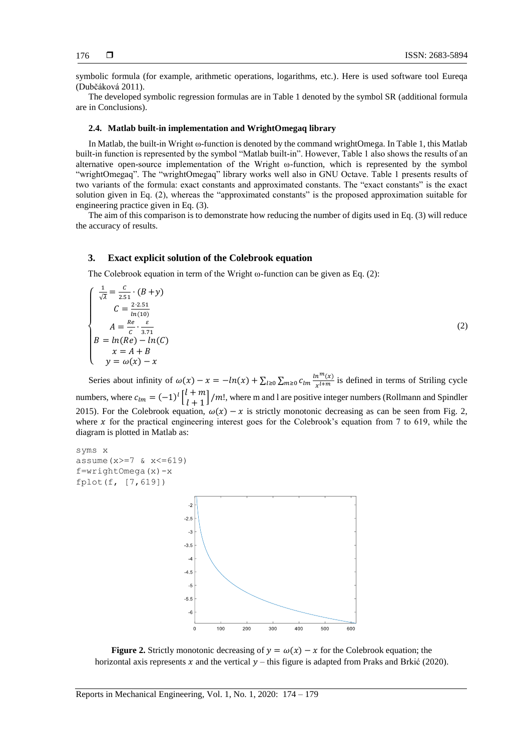symbolic formula (for example, arithmetic operations, logarithms, etc.). Here is used software tool Eureqa (Dubčáková 2011).

The developed symbolic regression formulas are in Table 1 denoted by the symbol SR (additional formula are in Conclusions).

### 2.4. Matlab built-in implementation and WrightOmegaq library

In Matlab, the built-in Wright ω-function is denoted by the command wrightOmega. In Table 1, this Matlab built-in function is represented by the symbol "Matlab built-in". However, Table 1 also shows the results of an alternative open-source implementation of the Wright ω-function, which is represented by the symbol "wrightOmegaq". The "wrightOmegaq" library works well also in GNU Octave. Table 1 presents results of two variants of the formula: exact constants and approximated constants. The "exact constants" is the exact solution given in Eq. (2), whereas the "approximated constants" is the proposed approximation suitable for engineering practice given in Eq. (3).

The aim of this comparison is to demonstrate how reducing the number of digits used in Eq. (3) will reduce the accuracy of results.

## 3. Exact explicit solution of the Colebrook equation

The Colebrook equation in term of the Wright ω-function can be given as Eq. (2):

$$\begin{cases} \frac{1}{\sqrt{\lambda}} = \frac{C}{2.51} \cdot (B + y) \\ C = \frac{2 \cdot 2.51}{ln(10)} \\ A = \frac{Re}{C} \cdot \frac{\varepsilon}{3.71} \\ B = ln(Re) - ln(C) \\ x = A + B \\ y = \omega(x) - x \end{cases} \tag{2}$$

Series about infinity of $\omega(x) - x = -ln(x) + \sum_{l \geq 0} \sum_{m \geq 0} c_{lm} \frac{ln^m(x)}{x^{l+m}}$ is defined in terms of Striling cycle numbers, where $c_{lm} = (-1)^l \left[ \begin{matrix} l+m \\ l+1 \end{matrix} \right] / m!$, where m and l are positive integer numbers (Rollmann and Spindler 2015). For the Colebrook equation, $\omega(x) - x$ is strictly monotonic decreasing as can be seen from Fig. 2, where $x$ for the practical engineering interest goes for the Colebrook's equation from 7 to 619, while the diagram is plotted in Matlab as:

```
syms x
assume(x>=7 & x<=619)
f=wrightOmega(x)-x
fplot(f, [7,619])
```

**Figure 2.** Strictly monotonic decreasing of $y = \omega(x) - x$ for the Colebrook equation; the horizontal axis represents $x$ and the vertical $y$ – this figure is adapted from Praks and Brkić (2020).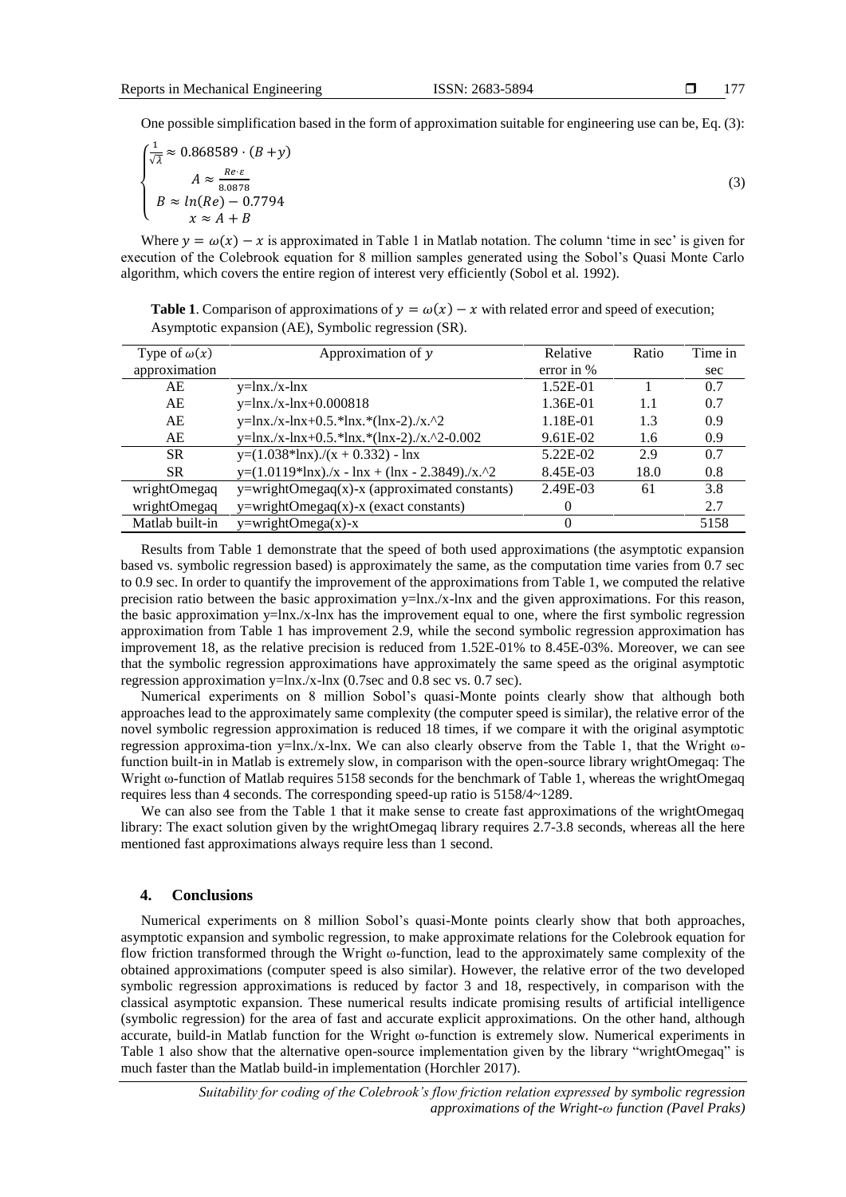One possible simplification based in the form of approximation suitable for engineering use can be, Eq. (3):

$$
\begin{cases}
\frac{1}{\sqrt{\lambda}} \approx 0.868589 \cdot (B + y) \\
A \approx \frac{Re \cdot \varepsilon}{8.0878} \\
B \approx ln(Re) - 0.7794 \\
x \approx A + B
\end{cases}
\tag{3}
$$

Where $y = \omega(x) - x$ is approximated in Table 1 in Matlab notation. The column 'time in sec' is given for execution of the Colebrook equation for 8 million samples generated using the Sobol's Quasi Monte Carlo algorithm, which covers the entire region of interest very efficiently (Sobol et al. 1992).

**Table 1**. Comparison of approximations of $y = \omega(x) - x$ with related error and speed of execution; Asymptotic expansion (AE), Symbolic regression (SR).

| Type of $\omega(x)$ approximation | Approximation of $y$ | Relative error in % | Ratio | Time in sec |
|---|---|---|---|---|
| AE | y=lnx./x-lnx | 1.52E-01 | 1 | 0.7 |
| AE | y=lnx./x-lnx+0.000818 | 1.36E-01 | 1.1 | 0.7 |
| AE | y=lnx./x-lnx+0.5.*lnx.*(lnx-2)./x.^2 | 1.18E-01 | 1.3 | 0.9 |
| AE | y=lnx./x-lnx+0.5.*lnx.*(lnx-2)./x.^2-0.002 | 9.61E-02 | 1.6 | 0.9 |
| SR | y=(1.038*lnx)./(x + 0.332) - lnx | 5.22E-02 | 2.9 | 0.7 |
| SR | y=(1.0119*lnx)./x - lnx + (lnx - 2.3849)./x.^2 | 8.45E-03 | 18.0 | 0.8 |
| wrightOmegaq | y=wrightOmegaq(x)-x (approximated constants) | 2.49E-03 | 61 | 3.8 |
| wrightOmegaq | y=wrightOmegaq(x)-x (exact constants) | 0 | | 2.7 |
| Matlab built-in | y=wrightOmega(x)-x | 0 | | 5158 |

Results from Table 1 demonstrate that the speed of both used approximations (the asymptotic expansion based vs. symbolic regression based) is approximately the same, as the computation time varies from 0.7 sec to 0.9 sec. In order to quantify the improvement of the approximations from Table 1, we computed the relative precision ratio between the basic approximation y=lnx./x-lnx and the given approximations. For this reason, the basic approximation y=lnx./x-lnx has the improvement equal to one, where the first symbolic regression approximation from Table 1 has improvement 2.9, while the second symbolic regression approximation has improvement 18, as the relative precision is reduced from 1.52E-01% to 8.45E-03%. Moreover, we can see that the symbolic regression approximations have approximately the same speed as the original asymptotic regression approximation y=lnx./x-lnx (0.7sec and 0.8 sec vs. 0.7 sec).

Numerical experiments on 8 million Sobol's quasi-Monte points clearly show that although both approaches lead to the approximately same complexity (the computer speed is similar), the relative error of the novel symbolic regression approximation is reduced 18 times, if we compare it with the original asymptotic regression approxima-tion y=lnx./x-lnx. We can also clearly observe from the Table 1, that the Wright ω-function built-in in Matlab is extremely slow, in comparison with the open-source library wrightOmegaq: The Wright ω-function of Matlab requires 5158 seconds for the benchmark of Table 1, whereas the wrightOmegaq requires less than 4 seconds. The corresponding speed-up ratio is 5158/4~1289.

We can also see from the Table 1 that it make sense to create fast approximations of the wrightOmegaq library: The exact solution given by the wrightOmegaq library requires 2.7-3.8 seconds, whereas all the here mentioned fast approximations always require less than 1 second.

## 4. Conclusions

Numerical experiments on 8 million Sobol's quasi-Monte points clearly show that both approaches, asymptotic expansion and symbolic regression, to make approximate relations for the Colebrook equation for flow friction transformed through the Wright ω-function, lead to the approximately same complexity of the obtained approximations (computer speed is also similar). However, the relative error of the two developed symbolic regression approximations is reduced by factor 3 and 18, respectively, in comparison with the classical asymptotic expansion. These numerical results indicate promising results of artificial intelligence (symbolic regression) for the area of fast and accurate explicit approximations. On the other hand, although accurate, build-in Matlab function for the Wright ω-function is extremely slow. Numerical experiments in Table 1 also show that the alternative open-source implementation given by the library "wrightOmegaq" is much faster than the Matlab build-in implementation (Horchler 2017).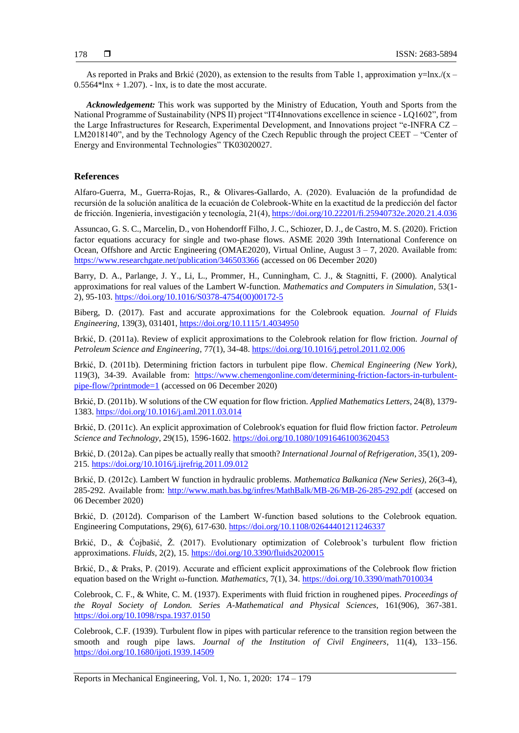As reported in Praks and Brkić (2020), as extension to the results from Table 1, approximation y=lnx./(x – 0.5564*lnx + 1.207). - lnx, is to date the most accurate.

***Acknowledgement:*** This work was supported by the Ministry of Education, Youth and Sports from the National Programme of Sustainability (NPS II) project "IT4Innovations excellence in science - LQ1602", from the Large Infrastructures for Research, Experimental Development, and Innovations project "e-INFRA CZ – LM2018140", and by the Technology Agency of the Czech Republic through the project CEET – "Center of Energy and Environmental Technologies" TK03020027.

## References

Alfaro-Guerra, M., Guerra-Rojas, R., & Olivares-Gallardo, A. (2020). Evaluación de la profundidad de recursión de la solución analítica de la ecuación de Colebrook-White en la exactitud de la predicción del factor de fricción. Ingeniería, investigación y tecnología, 21(4), https://doi.org/10.22201/fi.25940732e.2020.21.4.036

Assuncao, G. S. C., Marcelin, D., von Hohendorff Filho, J. C., Schiozer, D. J., de Castro, M. S. (2020). Friction factor equations accuracy for single and two-phase flows. ASME 2020 39th International Conference on Ocean, Offshore and Arctic Engineering (OMAE2020), Virtual Online, August 3 – 7, 2020. Available from: https://www.researchgate.net/publication/346503366 (accessed on 06 December 2020)

Barry, D. A., Parlange, J. Y., Li, L., Prommer, H., Cunningham, C. J., & Stagnitti, F. (2000). Analytical approximations for real values of the Lambert W-function. *Mathematics and Computers in Simulation*, 53(1-2), 95-103. https://doi.org/10.1016/S0378-4754(00)00172-5

Biberg, D. (2017). Fast and accurate approximations for the Colebrook equation. *Journal of Fluids Engineering*, 139(3), 031401, https://doi.org/10.1115/1.4034950

Brkić, D. (2011a). Review of explicit approximations to the Colebrook relation for flow friction. *Journal of Petroleum Science and Engineering*, 77(1), 34-48. https://doi.org/10.1016/j.petrol.2011.02.006

Brkić, D. (2011b). Determining friction factors in turbulent pipe flow. *Chemical Engineering (New York)*, 119(3), 34-39. Available from: https://www.chemengonline.com/determining-friction-factors-in-turbulent-pipe-flow/?printmode=1 (accessed on 06 December 2020)

Brkić, D. (2011b). W solutions of the CW equation for flow friction. *Applied Mathematics Letters*, 24(8), 1379-1383. https://doi.org/10.1016/j.aml.2011.03.014

Brkić, D. (2011c). An explicit approximation of Colebrook's equation for fluid flow friction factor. *Petroleum Science and Technology*, 29(15), 1596-1602. https://doi.org/10.1080/10916461003620453

Brkić, D. (2012a). Can pipes be actually really that smooth? *International Journal of Refrigeration*, 35(1), 209-215. https://doi.org/10.1016/j.ijrefrig.2011.09.012

Brkić, D. (2012c). Lambert W function in hydraulic problems. *Mathematica Balkanica (New Series)*, 26(3-4), 285-292. Available from: http://www.math.bas.bg/infres/MathBalk/MB-26/MB-26-285-292.pdf (accesed on 06 December 2020)

Brkić, D. (2012d). Comparison of the Lambert W-function based solutions to the Colebrook equation. Engineering Computations, 29(6), 617-630. https://doi.org/10.1108/02644401211246337

Brkić, D., & Ćojbašić, Ž. (2017). Evolutionary optimization of Colebrook's turbulent flow friction approximations. *Fluids*, 2(2), 15. https://doi.org/10.3390/fluids2020015

Brkić, D., & Praks, P. (2019). Accurate and efficient explicit approximations of the Colebrook flow friction equation based on the Wright ω-function. *Mathematics*, 7(1), 34. https://doi.org/10.3390/math7010034

Colebrook, C. F., & White, C. M. (1937). Experiments with fluid friction in roughened pipes. *Proceedings of the Royal Society of London. Series A-Mathematical and Physical Sciences*, 161(906), 367-381. https://doi.org/10.1098/rspa.1937.0150

Colebrook, C.F. (1939). Turbulent flow in pipes with particular reference to the transition region between the smooth and rough pipe laws. *Journal of the Institution of Civil Engineers*, 11(4), 133–156. https://doi.org/10.1680/ijoti.1939.14509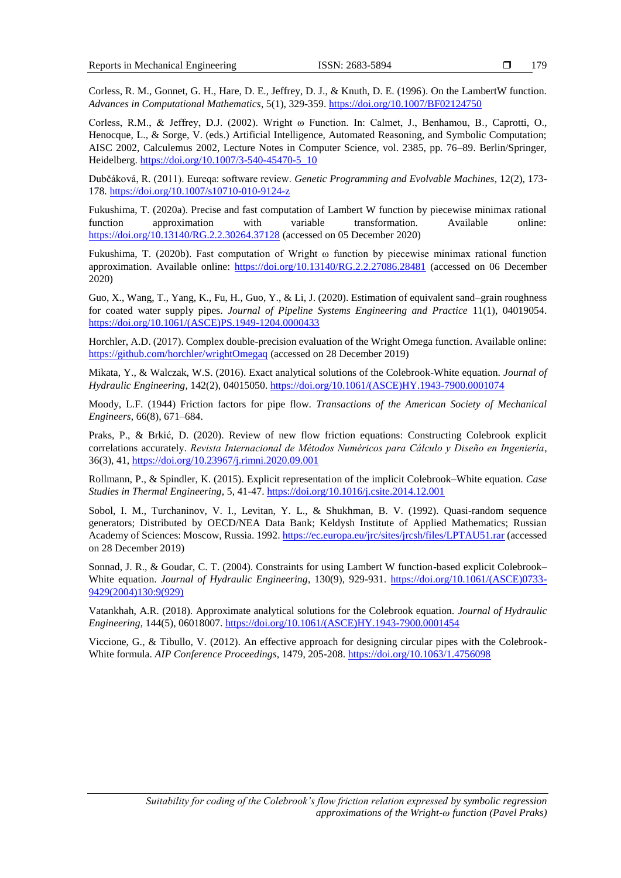Corless, R. M., Gonnet, G. H., Hare, D. E., Jeffrey, D. J., & Knuth, D. E. (1996). On the LambertW function. *Advances in Computational Mathematics*, 5(1), 329-359. https://doi.org/10.1007/BF02124750

Corless, R.M., & Jeffrey, D.J. (2002). Wright ω Function. In: Calmet, J., Benhamou, B., Caprotti, O., Henocque, L., & Sorge, V. (eds.) Artificial Intelligence, Automated Reasoning, and Symbolic Computation; AISC 2002, Calculemus 2002, Lecture Notes in Computer Science, vol. 2385, pp. 76–89. Berlin/Springer, Heidelberg. https://doi.org/10.1007/3-540-45470-5_10

Dubčáková, R. (2011). Eureqa: software review. *Genetic Programming and Evolvable Machines*, 12(2), 173-178. https://doi.org/10.1007/s10710-010-9124-z

Fukushima, T. (2020a). Precise and fast computation of Lambert W function by piecewise minimax rational function approximation with variable transformation. Available online: https://doi.org/10.13140/RG.2.2.30264.37128 (accessed on 05 December 2020)

Fukushima, T. (2020b). Fast computation of Wright ω function by piecewise minimax rational function approximation. Available online: https://doi.org/10.13140/RG.2.2.27086.28481 (accessed on 06 December 2020)

Guo, X., Wang, T., Yang, K., Fu, H., Guo, Y., & Li, J. (2020). Estimation of equivalent sand–grain roughness for coated water supply pipes. *Journal of Pipeline Systems Engineering and Practice* 11(1), 04019054. https://doi.org/10.1061/(ASCE)PS.1949-1204.0000433

Horchler, A.D. (2017). Complex double-precision evaluation of the Wright Omega function. Available online: https://github.com/horchler/wrightOmegaq (accessed on 28 December 2019)

Mikata, Y., & Walczak, W.S. (2016). Exact analytical solutions of the Colebrook-White equation. *Journal of Hydraulic Engineering*, 142(2), 04015050. https://doi.org/10.1061/(ASCE)HY.1943-7900.0001074

Moody, L.F. (1944) Friction factors for pipe flow. *Transactions of the American Society of Mechanical Engineers*, 66(8), 671–684.

Praks, P., & Brkić, D. (2020). Review of new flow friction equations: Constructing Colebrook explicit correlations accurately. *Revista Internacional de Métodos Numéricos para Cálculo y Diseño en Ingeniería*, 36(3), 41, https://doi.org/10.23967/j.rimni.2020.09.001

Rollmann, P., & Spindler, K. (2015). Explicit representation of the implicit Colebrook–White equation. *Case Studies in Thermal Engineering*, 5, 41-47. https://doi.org/10.1016/j.csite.2014.12.001

Sobol, I. M., Turchaninov, V. I., Levitan, Y. L., & Shukhman, B. V. (1992). Quasi-random sequence generators; Distributed by OECD/NEA Data Bank; Keldysh Institute of Applied Mathematics; Russian Academy of Sciences: Moscow, Russia. 1992. https://ec.europa.eu/jrc/sites/jrcsh/files/LPTAU51.rar (accessed on 28 December 2019)

Sonnad, J. R., & Goudar, C. T. (2004). Constraints for using Lambert W function-based explicit Colebrook–White equation. *Journal of Hydraulic Engineering*, 130(9), 929-931. https://doi.org/10.1061/(ASCE)0733-9429(2004)130:9(929)

Vatankhah, A.R. (2018). Approximate analytical solutions for the Colebrook equation. *Journal of Hydraulic Engineering*, 144(5), 06018007. https://doi.org/10.1061/(ASCE)HY.1943-7900.0001454

Viccione, G., & Tibullo, V. (2012). An effective approach for designing circular pipes with the Colebrook-White formula. *AIP Conference Proceedings*, 1479, 205-208. https://doi.org/10.1063/1.4756098